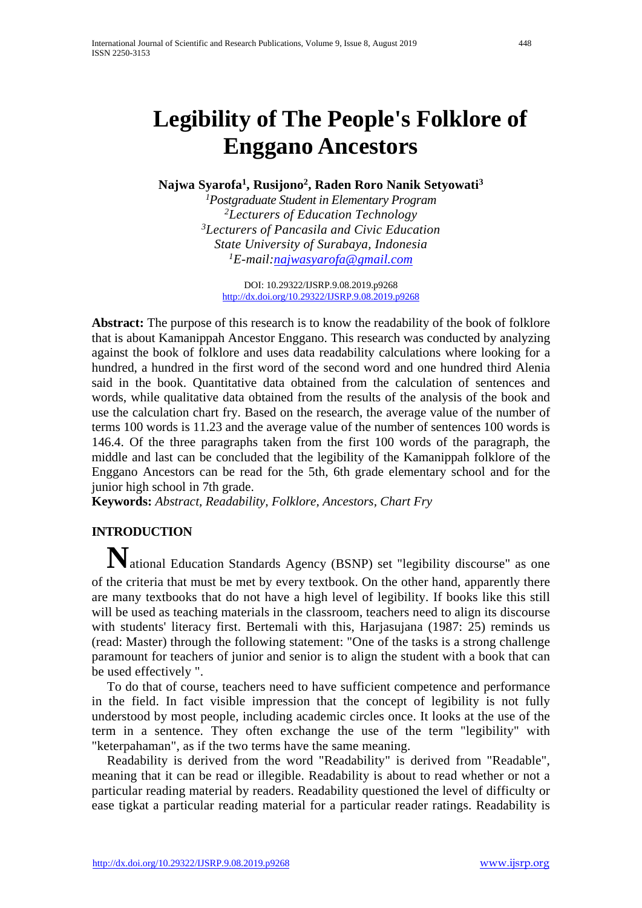# Legibility of The People's Folklore of Enggano Ancestors

**Najwa Syarofa[1], Rusijono[2], Raden Roro Nanik Setyowati[3]**

[1]*Postgraduate Student in Elementary Program*
[2]*Lecturers of Education Technology*
[3]*Lecturers of Pancasila and Civic Education*
*State University of Surabaya, Indonesia*
[1]*E-mail:najwasyarofa@gmail.com*

DOI: 10.29322/IJSRP.9.08.2019.p9268
http://dx.doi.org/10.29322/IJSRP.9.08.2019.p9268

**Abstract:** The purpose of this research is to know the readability of the book of folklore that is about Kamanippah Ancestor Enggano. This research was conducted by analyzing against the book of folklore and uses data readability calculations where looking for a hundred, a hundred in the first word of the second word and one hundred third Alenia said in the book. Quantitative data obtained from the calculation of sentences and words, while qualitative data obtained from the results of the analysis of the book and use the calculation chart fry. Based on the research, the average value of the number of terms 100 words is 11.23 and the average value of the number of sentences 100 words is 146.4. Of the three paragraphs taken from the first 100 words of the paragraph, the middle and last can be concluded that the legibility of the Kamanippah folklore of the Enggano Ancestors can be read for the 5th, 6th grade elementary school and for the junior high school in 7th grade.

**Keywords:** *Abstract, Readability, Folklore, Ancestors, Chart Fry*

## INTRODUCTION

National Education Standards Agency (BSNP) set "legibility discourse" as one of the criteria that must be met by every textbook. On the other hand, apparently there are many textbooks that do not have a high level of legibility. If books like this still will be used as teaching materials in the classroom, teachers need to align its discourse with students' literacy first. Bertemali with this, Harjasujana (1987: 25) reminds us (read: Master) through the following statement: "One of the tasks is a strong challenge paramount for teachers of junior and senior is to align the student with a book that can be used effectively ".

To do that of course, teachers need to have sufficient competence and performance in the field. In fact visible impression that the concept of legibility is not fully understood by most people, including academic circles once. It looks at the use of the term in a sentence. They often exchange the use of the term "legibility" with "keterpahaman", as if the two terms have the same meaning.

Readability is derived from the word "Readability" is derived from "Readable", meaning that it can be read or illegible. Readability is about to read whether or not a particular reading material by readers. Readability questioned the level of difficulty or ease tigkat a particular reading material for a particular reader ratings. Readability is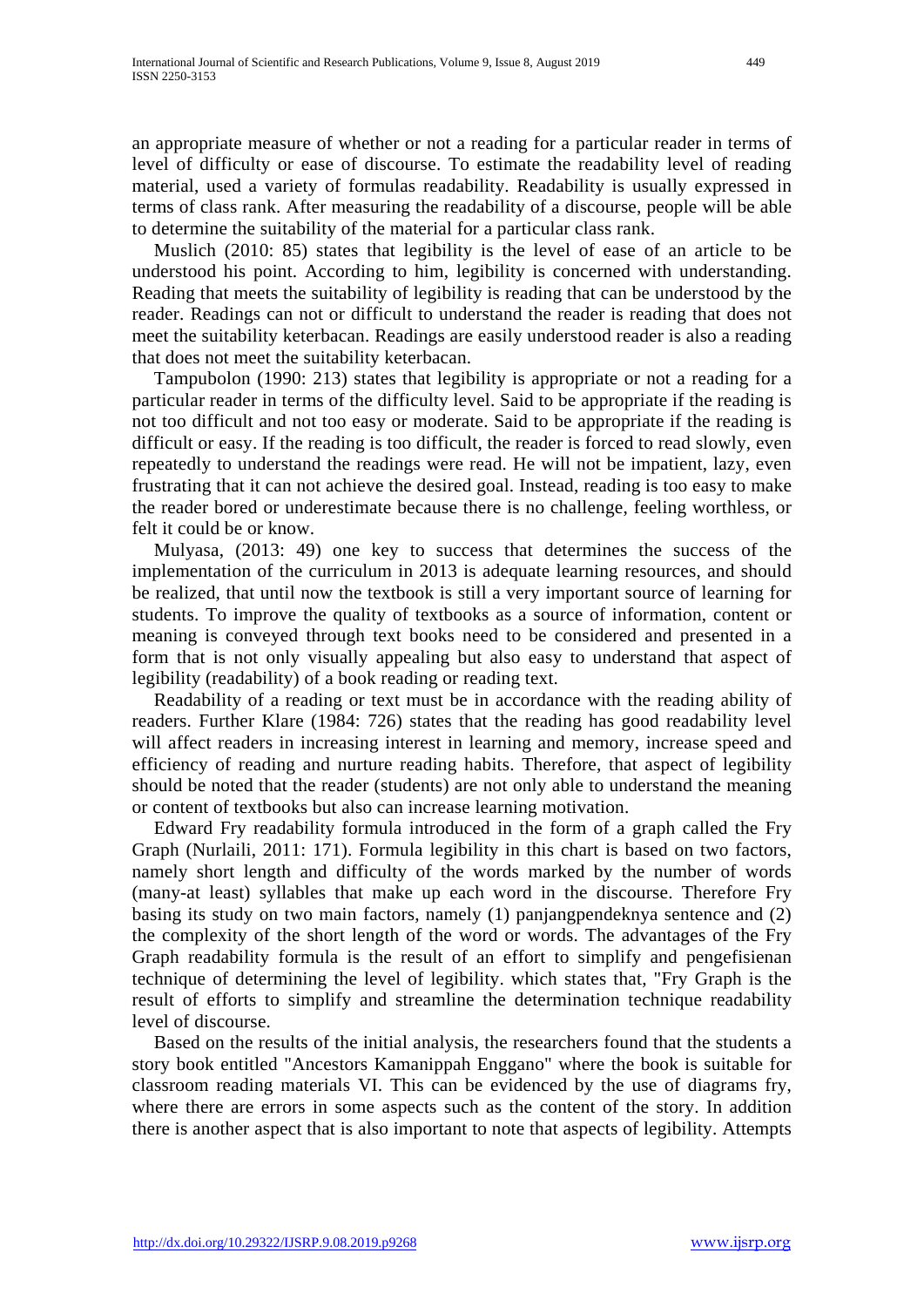an appropriate measure of whether or not a reading for a particular reader in terms of level of difficulty or ease of discourse. To estimate the readability level of reading material, used a variety of formulas readability. Readability is usually expressed in terms of class rank. After measuring the readability of a discourse, people will be able to determine the suitability of the material for a particular class rank.

Muslich (2010: 85) states that legibility is the level of ease of an article to be understood his point. According to him, legibility is concerned with understanding. Reading that meets the suitability of legibility is reading that can be understood by the reader. Readings can not or difficult to understand the reader is reading that does not meet the suitability keterbacan. Readings are easily understood reader is also a reading that does not meet the suitability keterbacan.

Tampubolon (1990: 213) states that legibility is appropriate or not a reading for a particular reader in terms of the difficulty level. Said to be appropriate if the reading is not too difficult and not too easy or moderate. Said to be appropriate if the reading is difficult or easy. If the reading is too difficult, the reader is forced to read slowly, even repeatedly to understand the readings were read. He will not be impatient, lazy, even frustrating that it can not achieve the desired goal. Instead, reading is too easy to make the reader bored or underestimate because there is no challenge, feeling worthless, or felt it could be or know.

Mulyasa, (2013: 49) one key to success that determines the success of the implementation of the curriculum in 2013 is adequate learning resources, and should be realized, that until now the textbook is still a very important source of learning for students. To improve the quality of textbooks as a source of information, content or meaning is conveyed through text books need to be considered and presented in a form that is not only visually appealing but also easy to understand that aspect of legibility (readability) of a book reading or reading text.

Readability of a reading or text must be in accordance with the reading ability of readers. Further Klare (1984: 726) states that the reading has good readability level will affect readers in increasing interest in learning and memory, increase speed and efficiency of reading and nurture reading habits. Therefore, that aspect of legibility should be noted that the reader (students) are not only able to understand the meaning or content of textbooks but also can increase learning motivation.

Edward Fry readability formula introduced in the form of a graph called the Fry Graph (Nurlaili, 2011: 171). Formula legibility in this chart is based on two factors, namely short length and difficulty of the words marked by the number of words (many-at least) syllables that make up each word in the discourse. Therefore Fry basing its study on two main factors, namely (1) panjangpendeknya sentence and (2) the complexity of the short length of the word or words. The advantages of the Fry Graph readability formula is the result of an effort to simplify and pengefisienan technique of determining the level of legibility. which states that, "Fry Graph is the result of efforts to simplify and streamline the determination technique readability level of discourse.

Based on the results of the initial analysis, the researchers found that the students a story book entitled "Ancestors Kamanippah Enggano" where the book is suitable for classroom reading materials VI. This can be evidenced by the use of diagrams fry, where there are errors in some aspects such as the content of the story. In addition there is another aspect that is also important to note that aspects of legibility. Attempts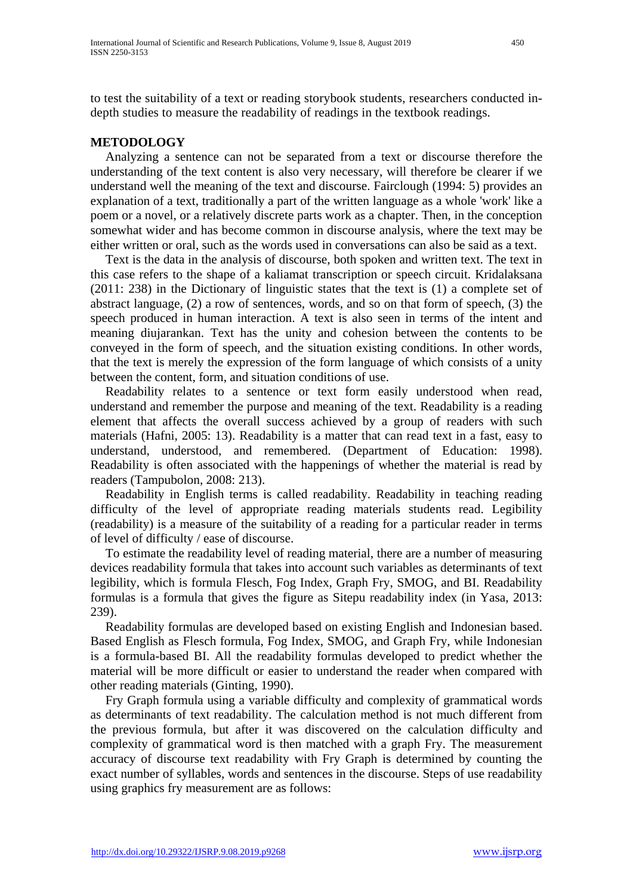to test the suitability of a text or reading storybook students, researchers conducted in-depth studies to measure the readability of readings in the textbook readings.

## METODOLOGY

Analyzing a sentence can not be separated from a text or discourse therefore the understanding of the text content is also very necessary, will therefore be clearer if we understand well the meaning of the text and discourse. Fairclough (1994: 5) provides an explanation of a text, traditionally a part of the written language as a whole 'work' like a poem or a novel, or a relatively discrete parts work as a chapter. Then, in the conception somewhat wider and has become common in discourse analysis, where the text may be either written or oral, such as the words used in conversations can also be said as a text.

Text is the data in the analysis of discourse, both spoken and written text. The text in this case refers to the shape of a kaliamat transcription or speech circuit. Kridalaksana (2011: 238) in the Dictionary of linguistic states that the text is (1) a complete set of abstract language, (2) a row of sentences, words, and so on that form of speech, (3) the speech produced in human interaction. A text is also seen in terms of the intent and meaning diujarankan. Text has the unity and cohesion between the contents to be conveyed in the form of speech, and the situation existing conditions. In other words, that the text is merely the expression of the form language of which consists of a unity between the content, form, and situation conditions of use.

Readability relates to a sentence or text form easily understood when read, understand and remember the purpose and meaning of the text. Readability is a reading element that affects the overall success achieved by a group of readers with such materials (Hafni, 2005: 13). Readability is a matter that can read text in a fast, easy to understand, understood, and remembered. (Department of Education: 1998). Readability is often associated with the happenings of whether the material is read by readers (Tampubolon, 2008: 213).

Readability in English terms is called readability. Readability in teaching reading difficulty of the level of appropriate reading materials students read. Legibility (readability) is a measure of the suitability of a reading for a particular reader in terms of level of difficulty / ease of discourse.

To estimate the readability level of reading material, there are a number of measuring devices readability formula that takes into account such variables as determinants of text legibility, which is formula Flesch, Fog Index, Graph Fry, SMOG, and BI. Readability formulas is a formula that gives the figure as Sitepu readability index (in Yasa, 2013: 239).

Readability formulas are developed based on existing English and Indonesian based. Based English as Flesch formula, Fog Index, SMOG, and Graph Fry, while Indonesian is a formula-based BI. All the readability formulas developed to predict whether the material will be more difficult or easier to understand the reader when compared with other reading materials (Ginting, 1990).

Fry Graph formula using a variable difficulty and complexity of grammatical words as determinants of text readability. The calculation method is not much different from the previous formula, but after it was discovered on the calculation difficulty and complexity of grammatical word is then matched with a graph Fry. The measurement accuracy of discourse text readability with Fry Graph is determined by counting the exact number of syllables, words and sentences in the discourse. Steps of use readability using graphics fry measurement are as follows: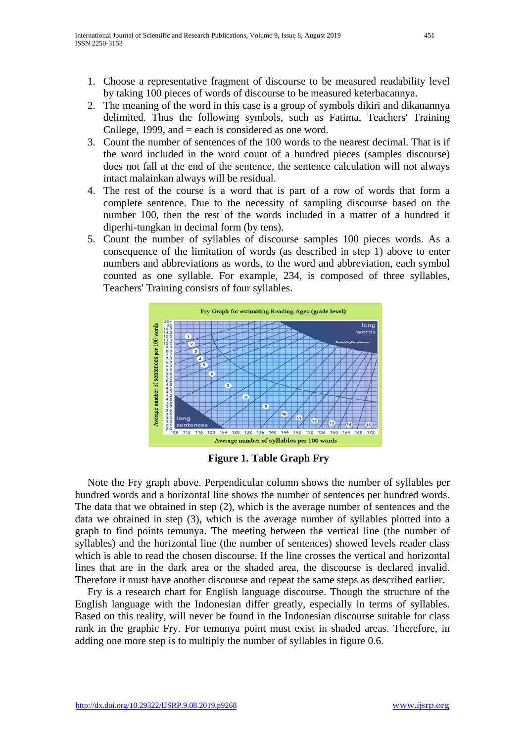1. Choose a representative fragment of discourse to be measured readability level by taking 100 pieces of words of discourse to be measured keterbacannya.
2. The meaning of the word in this case is a group of symbols dikiri and dikanannya delimited. Thus the following symbols, such as Fatima, Teachers' Training College, 1999, and = each is considered as one word.
3. Count the number of sentences of the 100 words to the nearest decimal. That is if the word included in the word count of a hundred pieces (samples discourse) does not fall at the end of the sentence, the sentence calculation will not always intact malainkan always will be residual.
4. The rest of the course is a word that is part of a row of words that form a complete sentence. Due to the necessity of sampling discourse based on the number 100, then the rest of the words included in a matter of a hundred it diperhi-tungkan in decimal form (by tens).
5. Count the number of syllables of discourse samples 100 pieces words. As a consequence of the limitation of words (as described in step 1) above to enter numbers and abbreviations as words, to the word and abbreviation, each symbol counted as one syllable. For example, 234, is composed of three syllables, Teachers' Training consists of four syllables.

**Figure 1. Table Graph Fry**

Note the Fry graph above. Perpendicular column shows the number of syllables per hundred words and a horizontal line shows the number of sentences per hundred words. The data that we obtained in step (2), which is the average number of sentences and the data we obtained in step (3), which is the average number of syllables plotted into a graph to find points temunya. The meeting between the vertical line (the number of syllables) and the horizontal line (the number of sentences) showed levels reader class which is able to read the chosen discourse. If the line crosses the vertical and horizontal lines that are in the dark area or the shaded area, the discourse is declared invalid. Therefore it must have another discourse and repeat the same steps as described earlier.

Fry is a research chart for English language discourse. Though the structure of the English language with the Indonesian differ greatly, especially in terms of syllables. Based on this reality, will never be found in the Indonesian discourse suitable for class rank in the graphic Fry. For temunya point must exist in shaded areas. Therefore, in adding one more step is to multiply the number of syllables in figure 0.6.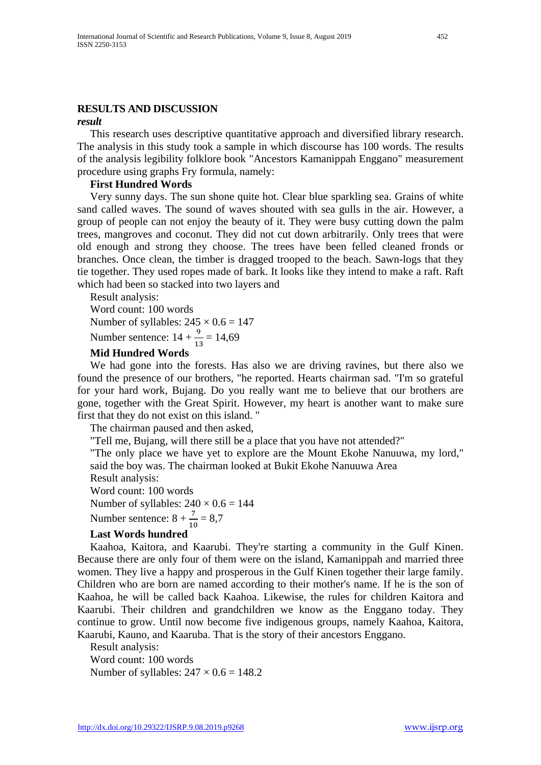## RESULTS AND DISCUSSION

### *result*

This research uses descriptive quantitative approach and diversified library research. The analysis in this study took a sample in which discourse has 100 words. The results of the analysis legibility folklore book "Ancestors Kamanippah Enggano" measurement procedure using graphs Fry formula, namely:

**First Hundred Words**

Very sunny days. The sun shone quite hot. Clear blue sparkling sea. Grains of white sand called waves. The sound of waves shouted with sea gulls in the air. However, a group of people can not enjoy the beauty of it. They were busy cutting down the palm trees, mangroves and coconut. They did not cut down arbitrarily. Only trees that were old enough and strong they choose. The trees have been felled cleaned fronds or branches. Once clean, the timber is dragged trooped to the beach. Sawn-logs that they tie together. They used ropes made of bark. It looks like they intend to make a raft. Raft which had been so stacked into two layers and

Result analysis:

Word count: 100 words

Number of syllables: $245 \times 0.6 = 147$

Number sentence: $14 + \frac{9}{13} = 14{,}69$

**Mid Hundred Words**

We had gone into the forests. Has also we are driving ravines, but there also we found the presence of our brothers, "he reported. Hearts chairman sad. "I'm so grateful for your hard work, Bujang. Do you really want me to believe that our brothers are gone, together with the Great Spirit. However, my heart is another want to make sure first that they do not exist on this island. "

The chairman paused and then asked,

"Tell me, Bujang, will there still be a place that you have not attended?"

"The only place we have yet to explore are the Mount Ekohe Nanuuwa, my lord," said the boy was. The chairman looked at Bukit Ekohe Nanuuwa Area

Result analysis:

Word count: 100 words

Number of syllables: $240 \times 0.6 = 144$

Number sentence: $8 + \frac{7}{10} = 8{,}7$

**Last Words hundred**

Kaahoa, Kaitora, and Kaarubi. They're starting a community in the Gulf Kinen. Because there are only four of them were on the island, Kamanippah and married three women. They live a happy and prosperous in the Gulf Kinen together their large family. Children who are born are named according to their mother's name. If he is the son of Kaahoa, he will be called back Kaahoa. Likewise, the rules for children Kaitora and Kaarubi. Their children and grandchildren we know as the Enggano today. They continue to grow. Until now become five indigenous groups, namely Kaahoa, Kaitora, Kaarubi, Kauno, and Kaaruba. That is the story of their ancestors Enggano.

Result analysis:

Word count: 100 words

Number of syllables: $247 \times 0.6 = 148.2$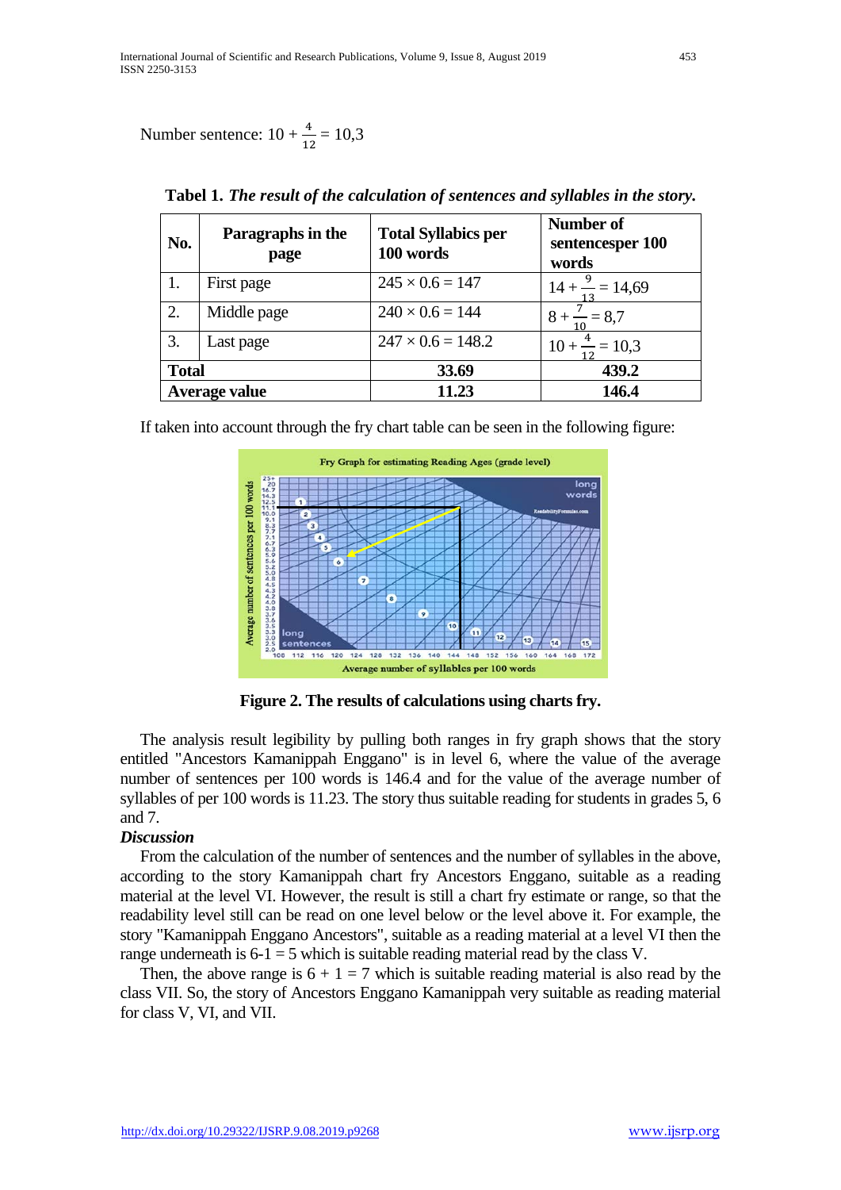Number sentence: $10 + \frac{4}{12} = 10{,}3$

**Tabel 1.** ***The result of the calculation of sentences and syllables in the story.***

| No. | Paragraphs in the page | Total Syllabics per 100 words | Number of sentencesper 100 words |
|---|---|---|---|
| 1. | First page | $245 \times 0.6 = 147$ | $14 + \frac{9}{13} = 14{,}69$ |
| 2. | Middle page | $240 \times 0.6 = 144$ | $8 + \frac{7}{10} = 8{,}7$ |
| 3. | Last page | $247 \times 0.6 = 148.2$ | $10 + \frac{4}{12} = 10{,}3$ |
| **Total** | | **33.69** | **439.2** |
| **Average value** | | **11.23** | **146.4** |

If taken into account through the fry chart table can be seen in the following figure:

**Figure 2. The results of calculations using charts fry.**

The analysis result legibility by pulling both ranges in fry graph shows that the story entitled "Ancestors Kamanippah Enggano" is in level 6, where the value of the average number of sentences per 100 words is 146.4 and for the value of the average number of syllables of per 100 words is 11.23. The story thus suitable reading for students in grades 5, 6 and 7.

***Discussion***

From the calculation of the number of sentences and the number of syllables in the above, according to the story Kamanippah chart fry Ancestors Enggano, suitable as a reading material at the level VI. However, the result is still a chart fry estimate or range, so that the readability level still can be read on one level below or the level above it. For example, the story "Kamanippah Enggano Ancestors", suitable as a reading material at a level VI then the range underneath is 6-1 = 5 which is suitable reading material read by the class V.

Then, the above range is 6 + 1 = 7 which is suitable reading material is also read by the class VII. So, the story of Ancestors Enggano Kamanippah very suitable as reading material for class V, VI, and VII.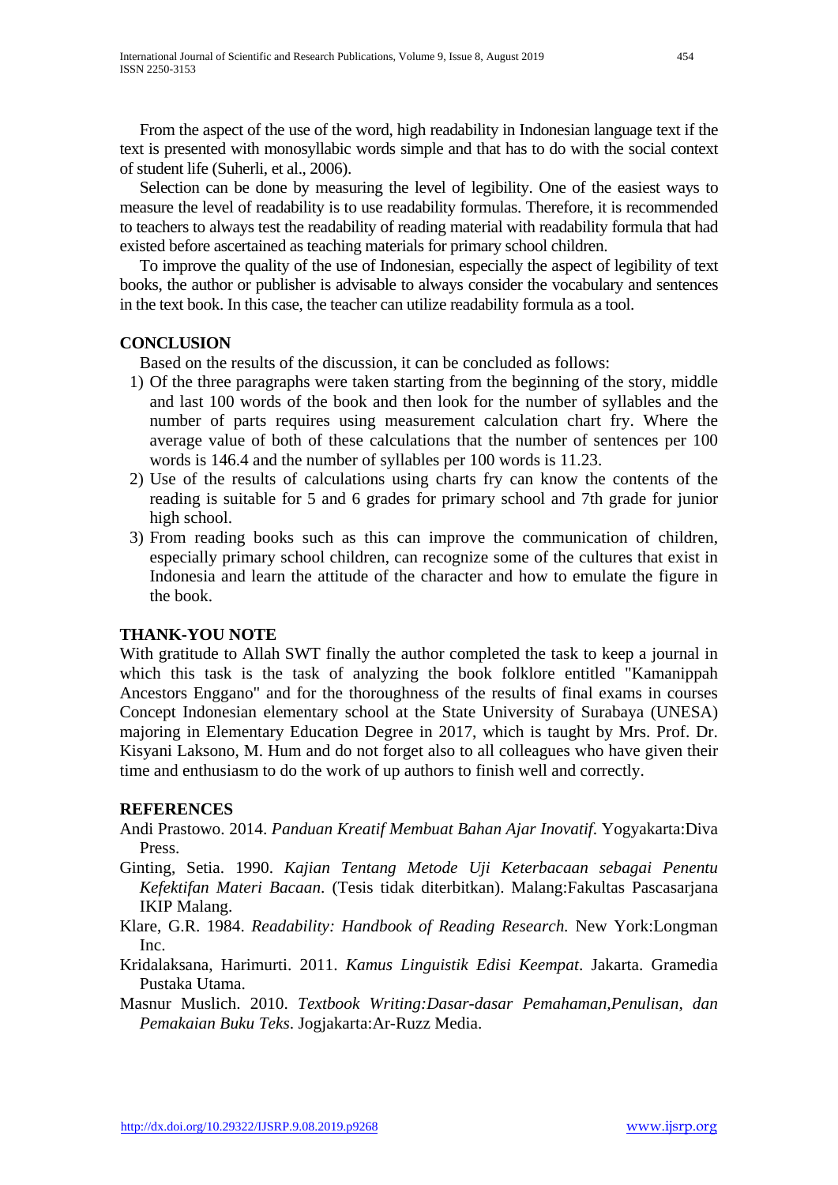From the aspect of the use of the word, high readability in Indonesian language text if the text is presented with monosyllabic words simple and that has to do with the social context of student life (Suherli, et al., 2006).

Selection can be done by measuring the level of legibility. One of the easiest ways to measure the level of readability is to use readability formulas. Therefore, it is recommended to teachers to always test the readability of reading material with readability formula that had existed before ascertained as teaching materials for primary school children.

To improve the quality of the use of Indonesian, especially the aspect of legibility of text books, the author or publisher is advisable to always consider the vocabulary and sentences in the text book. In this case, the teacher can utilize readability formula as a tool.

## CONCLUSION

Based on the results of the discussion, it can be concluded as follows:

1) Of the three paragraphs were taken starting from the beginning of the story, middle and last 100 words of the book and then look for the number of syllables and the number of parts requires using measurement calculation chart fry. Where the average value of both of these calculations that the number of sentences per 100 words is 146.4 and the number of syllables per 100 words is 11.23.
2) Use of the results of calculations using charts fry can know the contents of the reading is suitable for 5 and 6 grades for primary school and 7th grade for junior high school.
3) From reading books such as this can improve the communication of children, especially primary school children, can recognize some of the cultures that exist in Indonesia and learn the attitude of the character and how to emulate the figure in the book.

## THANK-YOU NOTE

With gratitude to Allah SWT finally the author completed the task to keep a journal in which this task is the task of analyzing the book folklore entitled "Kamanippah Ancestors Enggano" and for the thoroughness of the results of final exams in courses Concept Indonesian elementary school at the State University of Surabaya (UNESA) majoring in Elementary Education Degree in 2017, which is taught by Mrs. Prof. Dr. Kisyani Laksono, M. Hum and do not forget also to all colleagues who have given their time and enthusiasm to do the work of up authors to finish well and correctly.

## REFERENCES

Andi Prastowo. 2014. *Panduan Kreatif Membuat Bahan Ajar Inovatif*. Yogyakarta:Diva Press.

Ginting, Setia. 1990. *Kajian Tentang Metode Uji Keterbacaan sebagai Penentu Kefektifan Materi Bacaan*. (Tesis tidak diterbitkan). Malang:Fakultas Pascasarjana IKIP Malang.

Klare, G.R. 1984. *Readability: Handbook of Reading Research.* New York:Longman Inc.

Kridalaksana, Harimurti. 2011. *Kamus Linguistik Edisi Keempat*. Jakarta. Gramedia Pustaka Utama.

Masnur Muslich. 2010. *Textbook Writing:Dasar-dasar Pemahaman,Penulisan, dan Pemakaian Buku Teks*. Jogjakarta:Ar-Ruzz Media.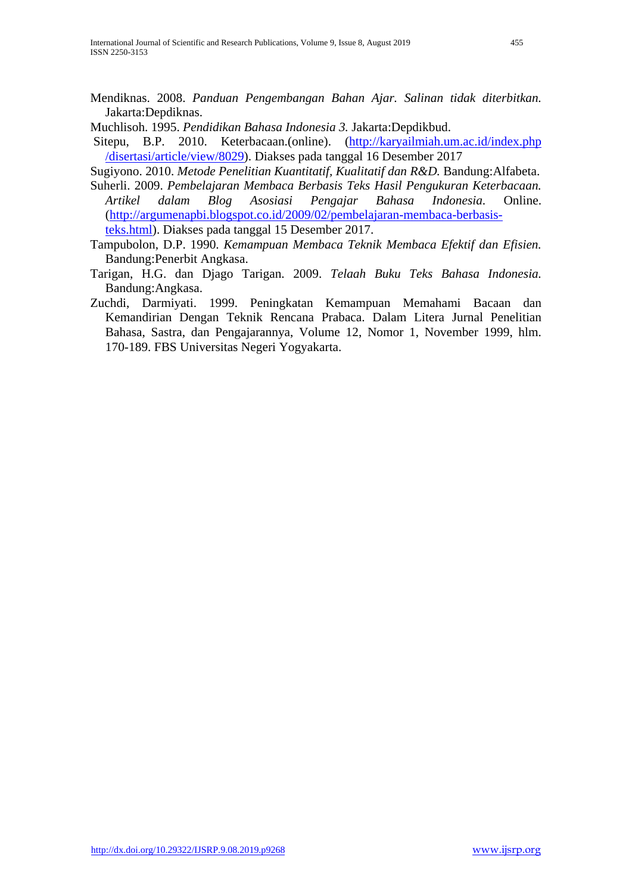Mendiknas. 2008. *Panduan Pengembangan Bahan Ajar. Salinan tidak diterbitkan.* Jakarta:Depdiknas.

Muchlisoh. 1995. *Pendidikan Bahasa Indonesia 3.* Jakarta:Depdikbud.

Sitepu, B.P. 2010. Keterbacaan.(online). (http://karyailmiah.um.ac.id/index.php/disertasi/article/view/8029). Diakses pada tanggal 16 Desember 2017

Sugiyono. 2010. *Metode Penelitian Kuantitatif, Kualitatif dan R&D.* Bandung:Alfabeta.

Suherli. 2009. *Pembelajaran Membaca Berbasis Teks Hasil Pengukuran Keterbacaan. Artikel dalam Blog Asosiasi Pengajar Bahasa Indonesia.* Online. (http://argumenapbi.blogspot.co.id/2009/02/pembelajaran-membaca-berbasis-teks.html). Diakses pada tanggal 15 Desember 2017.

Tampubolon, D.P. 1990. *Kemampuan Membaca Teknik Membaca Efektif dan Efisien.* Bandung:Penerbit Angkasa.

Tarigan, H.G. dan Djago Tarigan. 2009. *Telaah Buku Teks Bahasa Indonesia.* Bandung:Angkasa.

Zuchdi, Darmiyati. 1999. Peningkatan Kemampuan Memahami Bacaan dan Kemandirian Dengan Teknik Rencana Prabaca. Dalam Litera Jurnal Penelitian Bahasa, Sastra, dan Pengajarannya, Volume 12, Nomor 1, November 1999, hlm. 170-189. FBS Universitas Negeri Yogyakarta.